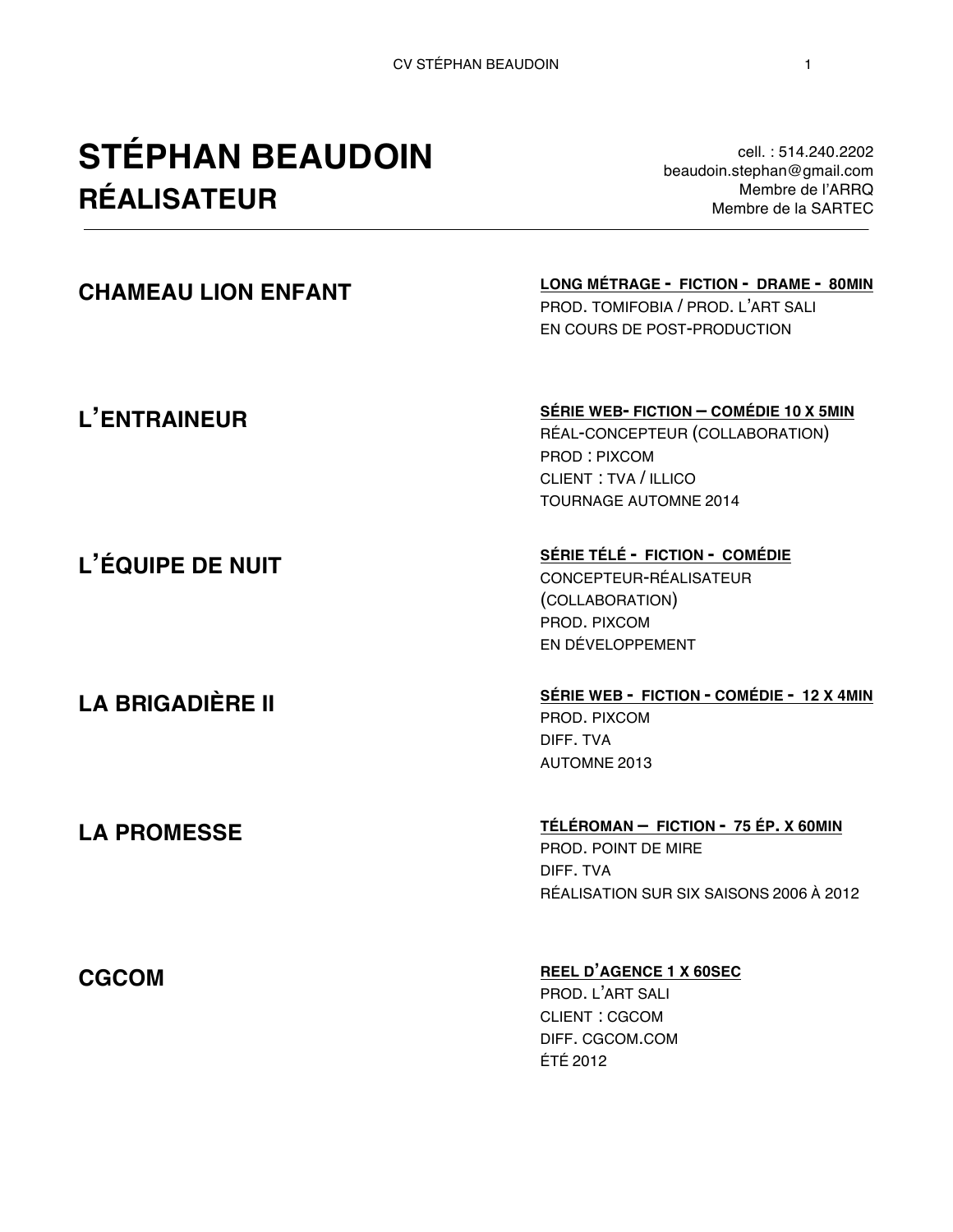# STÉPHAN BEAUDOIN
## RÉALISATEUR

cell. : 514.240.2202
beaudoin.stephan@gmail.com
Membre de l'ARRQ
Membre de la SARTEC

---

### CHAMEAU LION ENFANT

**LONG MÉTRAGE - FICTION - DRAME - 80MIN**
PROD. TOMIFOBIA / PROD. L'ART SALI
EN COURS DE POST-PRODUCTION

### L'ENTRAINEUR

**SÉRIE WEB- FICTION – COMÉDIE 10 X 5MIN**
RÉAL-CONCEPTEUR (COLLABORATION)
PROD : PIXCOM
CLIENT : TVA / ILLICO
TOURNAGE AUTOMNE 2014

### L'ÉQUIPE DE NUIT

**SÉRIE TÉLÉ - FICTION - COMÉDIE**
CONCEPTEUR-RÉALISATEUR
(COLLABORATION)
PROD. PIXCOM
EN DÉVELOPPEMENT

### LA BRIGADIÈRE II

**SÉRIE WEB - FICTION - COMÉDIE - 12 X 4MIN**
PROD. PIXCOM
DIFF. TVA
AUTOMNE 2013

### LA PROMESSE

**TÉLÉROMAN – FICTION - 75 ÉP. X 60MIN**
PROD. POINT DE MIRE
DIFF. TVA
RÉALISATION SUR SIX SAISONS 2006 À 2012

### CGCOM

**REEL D'AGENCE 1 X 60SEC**
PROD. L'ART SALI
CLIENT : CGCOM
DIFF. CGCOM.COM
ÉTÉ 2012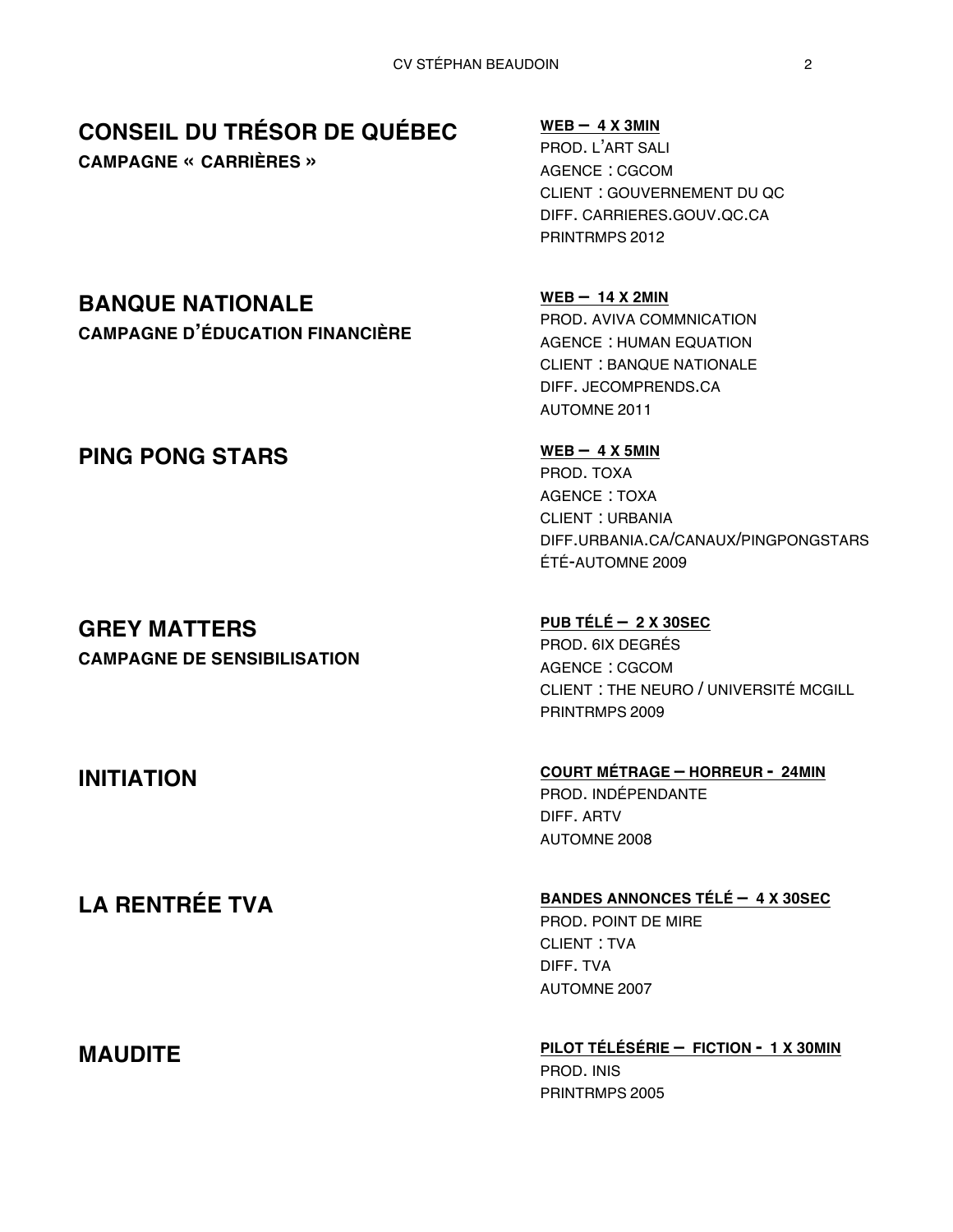## CONSEIL DU TRÉSOR DE QUÉBEC

**CAMPAGNE « CARRIÈRES »**

**WEB – 4 X 3MIN**
PROD. L'ART SALI
AGENCE : CGCOM
CLIENT : GOUVERNEMENT DU QC
DIFF. CARRIERES.GOUV.QC.CA
PRINTRMPS 2012

## BANQUE NATIONALE

**CAMPAGNE D'ÉDUCATION FINANCIÈRE**

**WEB – 14 X 2MIN**
PROD. AVIVA COMMNICATION
AGENCE : HUMAN EQUATION
CLIENT : BANQUE NATIONALE
DIFF. JECOMPRENDS.CA
AUTOMNE 2011

## PING PONG STARS

**WEB – 4 X 5MIN**
PROD. TOXA
AGENCE : TOXA
CLIENT : URBANIA
DIFF.URBANIA.CA/CANAUX/PINGPONGSTARS
ÉTÉ-AUTOMNE 2009

## GREY MATTERS

**CAMPAGNE DE SENSIBILISATION**

**PUB TÉLÉ – 2 X 30SEC**
PROD. 6IX DEGRÉS
AGENCE : CGCOM
CLIENT : THE NEURO / UNIVERSITÉ MCGILL
PRINTRMPS 2009

## INITIATION

**COURT MÉTRAGE – HORREUR - 24MIN**
PROD. INDÉPENDANTE
DIFF. ARTV
AUTOMNE 2008

## LA RENTRÉE TVA

**BANDES ANNONCES TÉLÉ – 4 X 30SEC**
PROD. POINT DE MIRE
CLIENT : TVA
DIFF. TVA
AUTOMNE 2007

## MAUDITE

**PILOT TÉLÉSÉRIE – FICTION - 1 X 30MIN**
PROD. INIS
PRINTRMPS 2005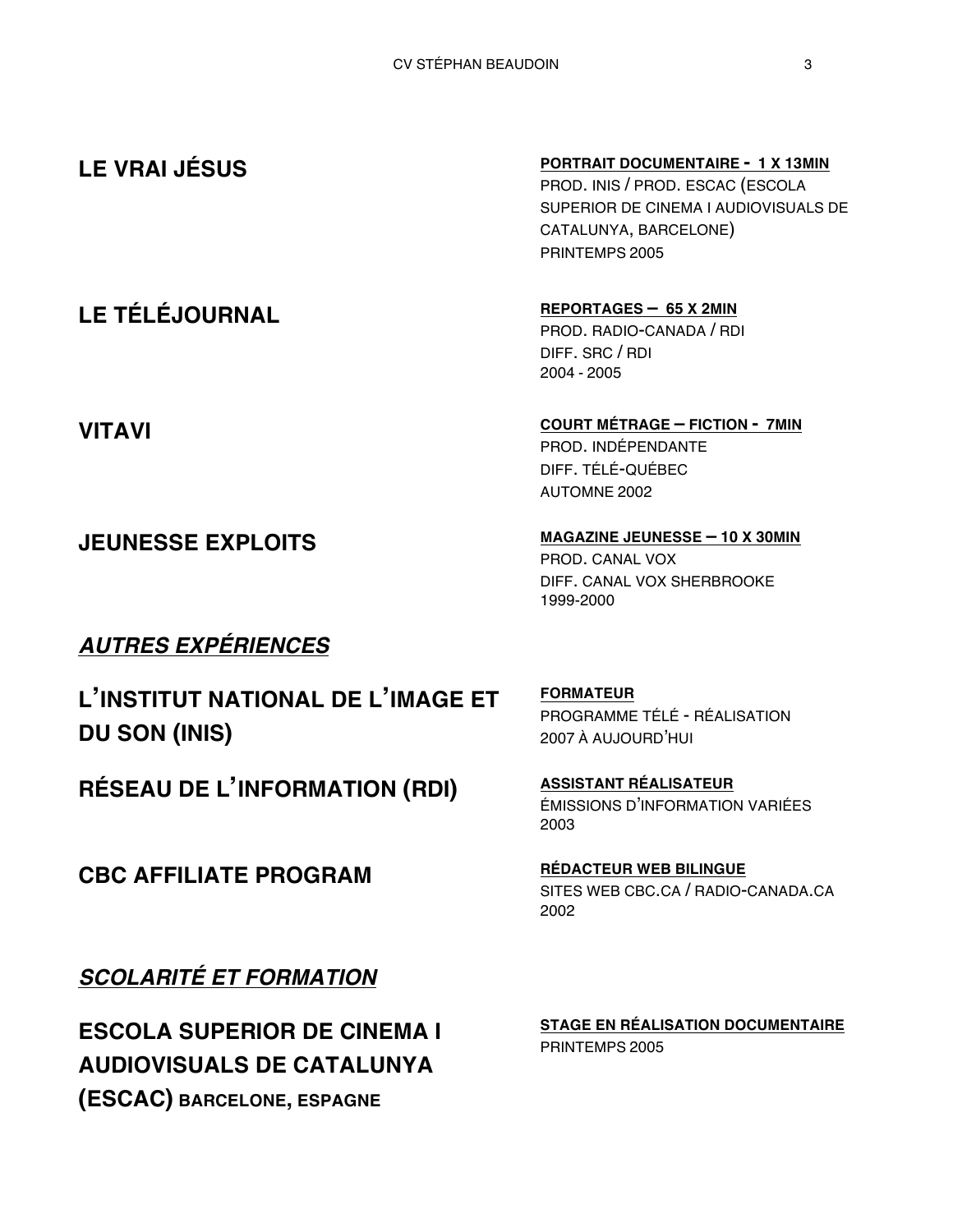### LE VRAI JÉSUS

**PORTRAIT DOCUMENTAIRE - 1 X 13MIN**
PROD. INIS / PROD. ESCAC (ESCOLA SUPERIOR DE CINEMA I AUDIOVISUALS DE CATALUNYA, BARCELONE)
PRINTEMPS 2005

### LE TÉLÉJOURNAL

**REPORTAGES – 65 X 2MIN**
PROD. RADIO-CANADA / RDI
DIFF. SRC / RDI
2004 - 2005

### VITAVI

**COURT MÉTRAGE – FICTION - 7MIN**
PROD. INDÉPENDANTE
DIFF. TÉLÉ-QUÉBEC
AUTOMNE 2002

### JEUNESSE EXPLOITS

**MAGAZINE JEUNESSE – 10 X 30MIN**
PROD. CANAL VOX
DIFF. CANAL VOX SHERBROOKE
1999-2000

## *AUTRES EXPÉRIENCES*

### L'INSTITUT NATIONAL DE L'IMAGE ET DU SON (INIS)

**FORMATEUR**
PROGRAMME TÉLÉ - RÉALISATION
2007 À AUJOURD'HUI

### RÉSEAU DE L'INFORMATION (RDI)

**ASSISTANT RÉALISATEUR**
ÉMISSIONS D'INFORMATION VARIÉES
2003

### CBC AFFILIATE PROGRAM

**RÉDACTEUR WEB BILINGUE**
SITES WEB CBC.CA / RADIO-CANADA.CA
2002

## *SCOLARITÉ ET FORMATION*

### ESCOLA SUPERIOR DE CINEMA I AUDIOVISUALS DE CATALUNYA (ESCAC) BARCELONE, ESPAGNE

**STAGE EN RÉALISATION DOCUMENTAIRE**
PRINTEMPS 2005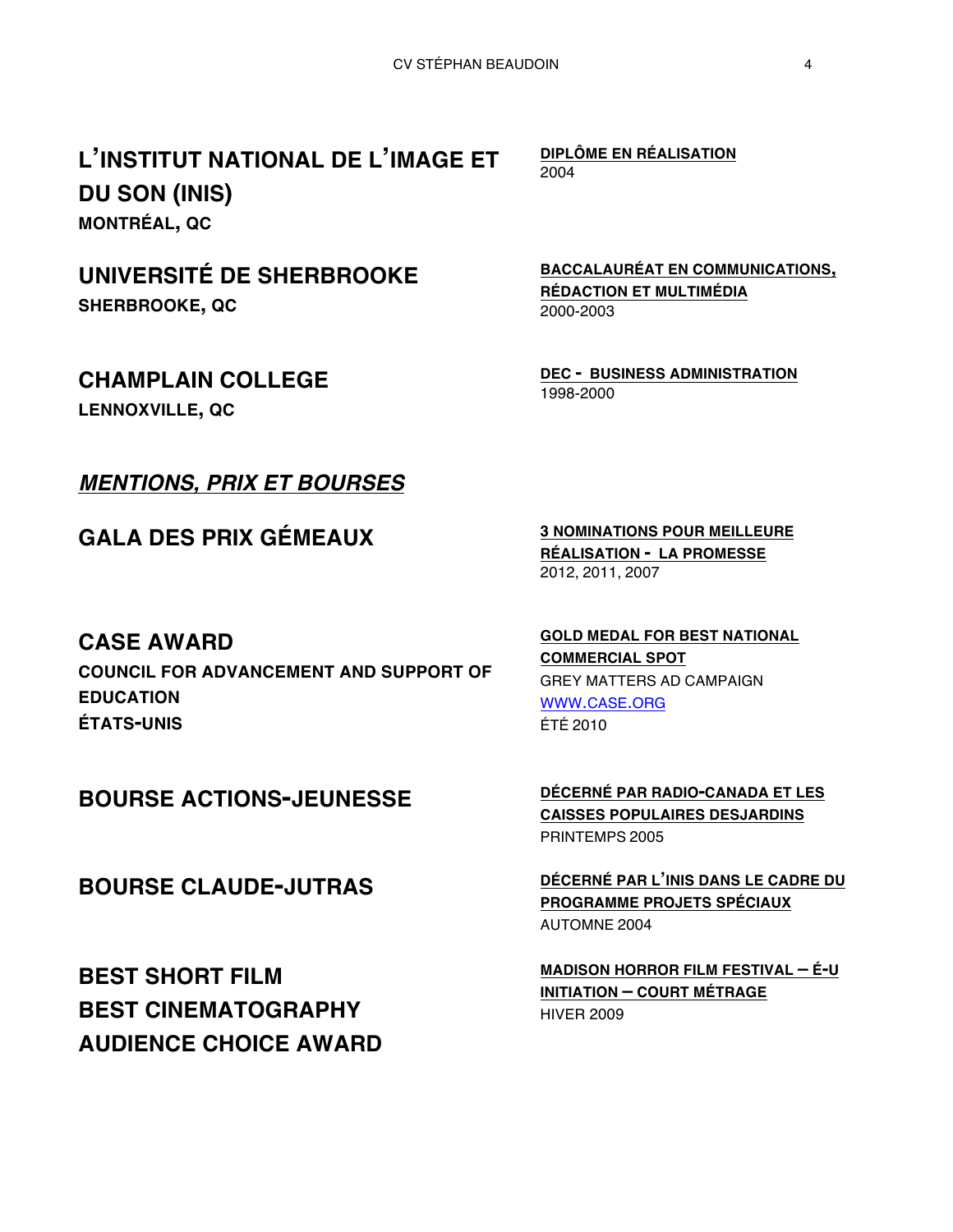## L'INSTITUT NATIONAL DE L'IMAGE ET DU SON (INIS)
**MONTRÉAL, QC**

**DIPLÔME EN RÉALISATION**
2004

## UNIVERSITÉ DE SHERBROOKE
**SHERBROOKE, QC**

**BACCALAURÉAT EN COMMUNICATIONS, RÉDACTION ET MULTIMÉDIA**
2000-2003

## CHAMPLAIN COLLEGE
**LENNOXVILLE, QC**

**DEC - BUSINESS ADMINISTRATION**
1998-2000

## *MENTIONS, PRIX ET BOURSES*

## GALA DES PRIX GÉMEAUX

**3 NOMINATIONS POUR MEILLEURE RÉALISATION - LA PROMESSE**
2012, 2011, 2007

## CASE AWARD
**COUNCIL FOR ADVANCEMENT AND SUPPORT OF EDUCATION**
**ÉTATS-UNIS**

**GOLD MEDAL FOR BEST NATIONAL COMMERCIAL SPOT**
GREY MATTERS AD CAMPAIGN
WWW.CASE.ORG
ÉTÉ 2010

## BOURSE ACTIONS-JEUNESSE

**DÉCERNÉ PAR RADIO-CANADA ET LES CAISSES POPULAIRES DESJARDINS**
PRINTEMPS 2005

## BOURSE CLAUDE-JUTRAS

**DÉCERNÉ PAR L'INIS DANS LE CADRE DU PROGRAMME PROJETS SPÉCIAUX**
AUTOMNE 2004

## BEST SHORT FILM
## BEST CINEMATOGRAPHY
## AUDIENCE CHOICE AWARD

**MADISON HORROR FILM FESTIVAL – É-U**
**INITIATION – COURT MÉTRAGE**
HIVER 2009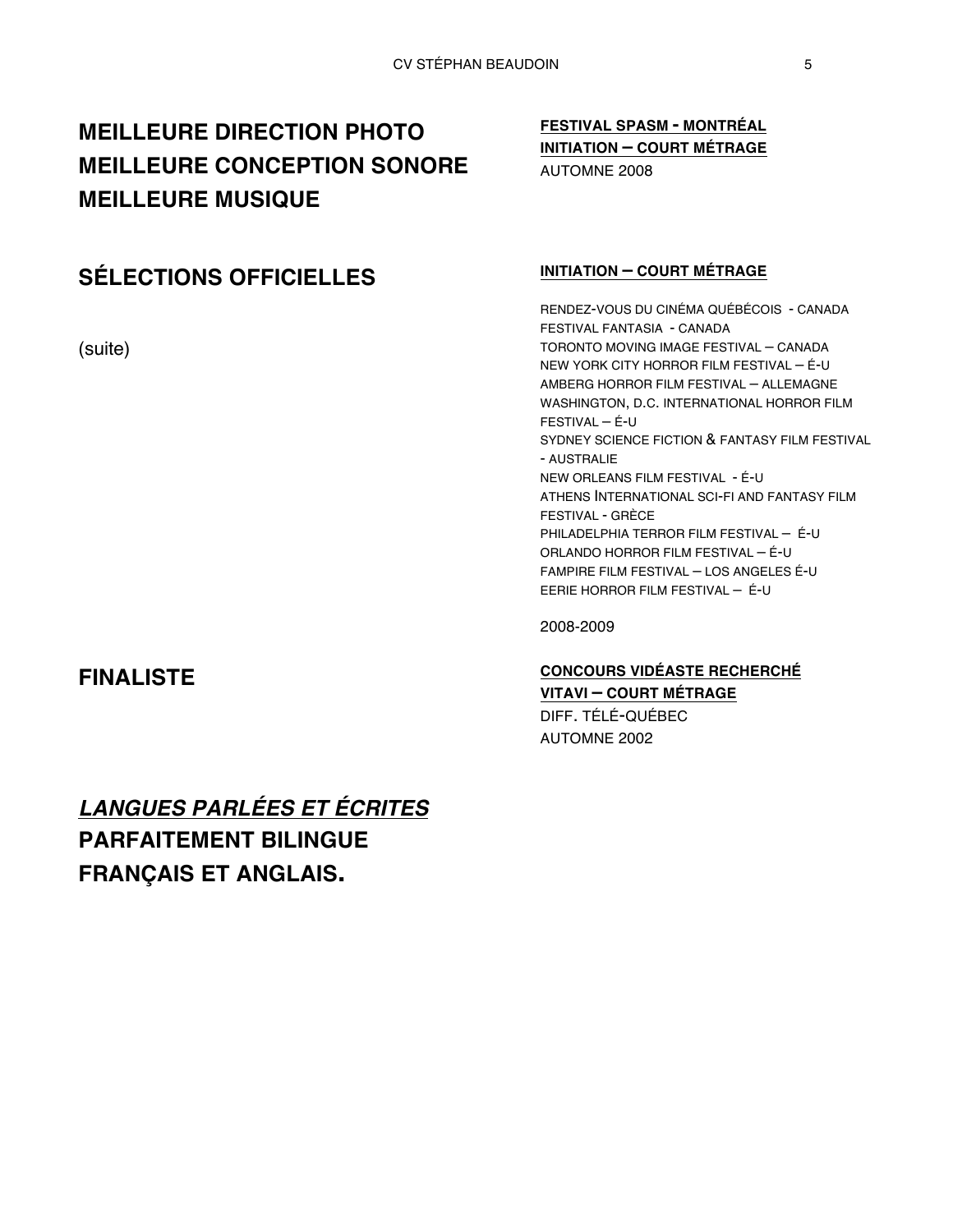**MEILLEURE DIRECTION PHOTO**
**MEILLEURE CONCEPTION SONORE**
**MEILLEURE MUSIQUE**

**FESTIVAL SPASM - MONTRÉAL**
**INITIATION – COURT MÉTRAGE**
AUTOMNE 2008

## SÉLECTIONS OFFICIELLES

(suite)

**INITIATION – COURT MÉTRAGE**

RENDEZ-VOUS DU CINÉMA QUÉBÉCOIS - CANADA
FESTIVAL FANTASIA - CANADA
TORONTO MOVING IMAGE FESTIVAL – CANADA
NEW YORK CITY HORROR FILM FESTIVAL – É-U
AMBERG HORROR FILM FESTIVAL – ALLEMAGNE
WASHINGTON, D.C. INTERNATIONAL HORROR FILM FESTIVAL – É-U
SYDNEY SCIENCE FICTION & FANTASY FILM FESTIVAL - AUSTRALIE
NEW ORLEANS FILM FESTIVAL - É-U
ATHENS INTERNATIONAL SCI-FI AND FANTASY FILM FESTIVAL - GRÈCE
PHILADELPHIA TERROR FILM FESTIVAL – É-U
ORLANDO HORROR FILM FESTIVAL – É-U
FAMPIRE FILM FESTIVAL – LOS ANGELES É-U
EERIE HORROR FILM FESTIVAL – É-U

2008-2009

## FINALISTE

**CONCOURS VIDÉASTE RECHERCHÉ**
**VITAVI – COURT MÉTRAGE**
DIFF. TÉLÉ-QUÉBEC
AUTOMNE 2002

## *LANGUES PARLÉES ET ÉCRITES*

**PARFAITEMENT BILINGUE**
**FRANÇAIS ET ANGLAIS.**